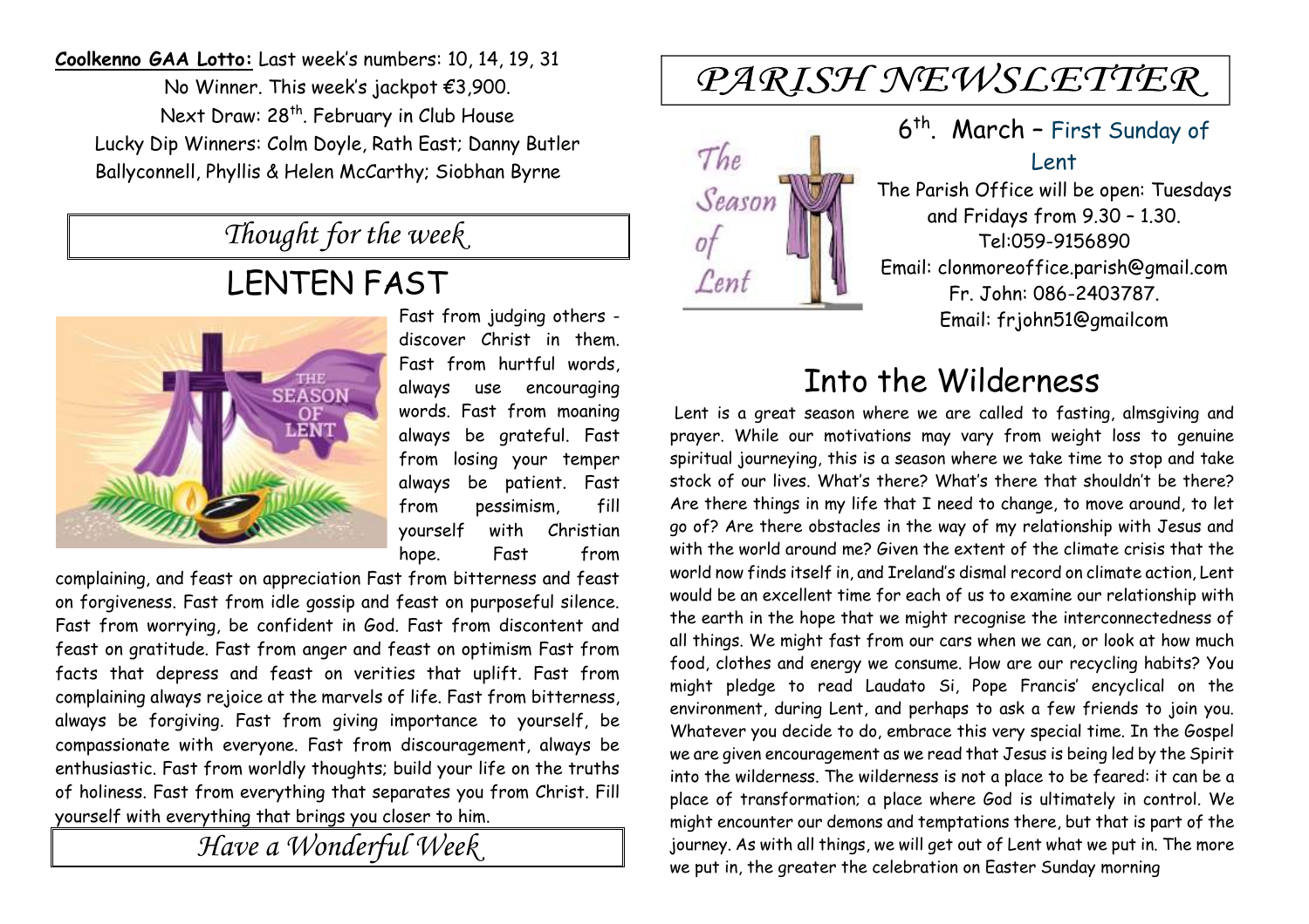**Coolkenno GAA Lotto:** Last week's numbers: 10, 14, 19, 31
No Winner. This week's jackpot €3,900.
Next Draw: 28th. February in Club House
Lucky Dip Winners: Colm Doyle, Rath East; Danny Butler Ballyconnell, Phyllis & Helen McCarthy; Siobhan Byrne

## *Thought for the week*

# LENTEN FAST

Fast from judging others - discover Christ in them. Fast from hurtful words, always use encouraging words. Fast from moaning always be grateful. Fast from losing your temper always be patient. Fast from pessimism, fill yourself with Christian hope. Fast from complaining, and feast on appreciation Fast from bitterness and feast on forgiveness. Fast from idle gossip and feast on purposeful silence. Fast from worrying, be confident in God. Fast from discontent and feast on gratitude. Fast from anger and feast on optimism Fast from facts that depress and feast on verities that uplift. Fast from complaining always rejoice at the marvels of life. Fast from bitterness, always be forgiving. Fast from giving importance to yourself, be compassionate with everyone. Fast from discouragement, always be enthusiastic. Fast from worldly thoughts; build your life on the truths of holiness. Fast from everything that separates you from Christ. Fill yourself with everything that brings you closer to him.

## *Have a Wonderful Week*

# *PARISH NEWSLETTER*

6th. March – First Sunday of Lent

The Parish Office will be open: Tuesdays and Fridays from 9.30 – 1.30.
Tel:059-9156890
Email: clonmoreoffice.parish@gmail.com
Fr. John: 086-2403787.
Email: frjohn51@gmailcom

# Into the Wilderness

Lent is a great season where we are called to fasting, almsgiving and prayer. While our motivations may vary from weight loss to genuine spiritual journeying, this is a season where we take time to stop and take stock of our lives. What's there? What's there that shouldn't be there? Are there things in my life that I need to change, to move around, to let go of? Are there obstacles in the way of my relationship with Jesus and with the world around me? Given the extent of the climate crisis that the world now finds itself in, and Ireland's dismal record on climate action, Lent would be an excellent time for each of us to examine our relationship with the earth in the hope that we might recognise the interconnectedness of all things. We might fast from our cars when we can, or look at how much food, clothes and energy we consume. How are our recycling habits? You might pledge to read Laudato Si, Pope Francis' encyclical on the environment, during Lent, and perhaps to ask a few friends to join you. Whatever you decide to do, embrace this very special time. In the Gospel we are given encouragement as we read that Jesus is being led by the Spirit into the wilderness. The wilderness is not a place to be feared: it can be a place of transformation; a place where God is ultimately in control. We might encounter our demons and temptations there, but that is part of the journey. As with all things, we will get out of Lent what we put in. The more we put in, the greater the celebration on Easter Sunday morning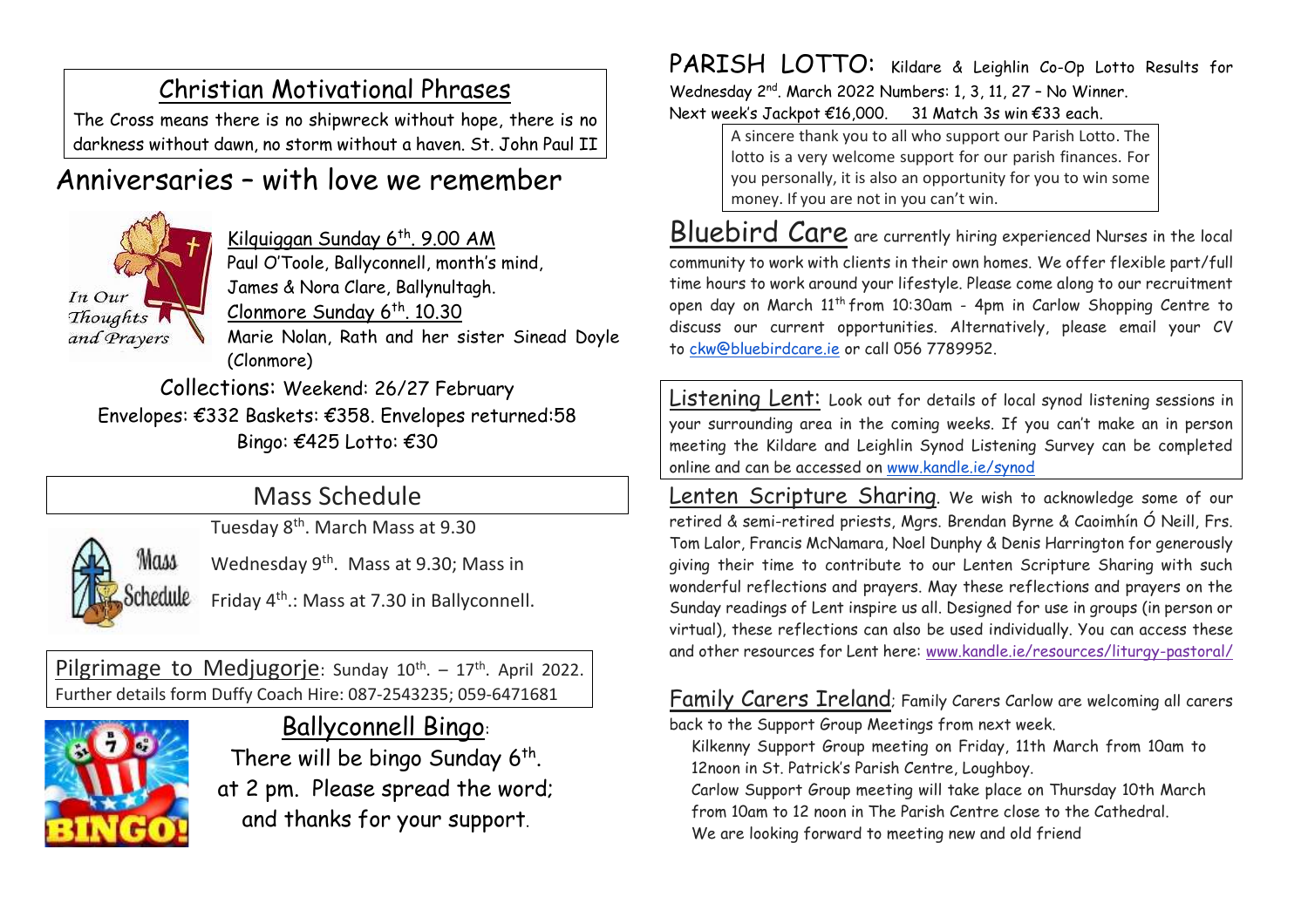## Christian Motivational Phrases

The Cross means there is no shipwreck without hope, there is no darkness without dawn, no storm without a haven. St. John Paul II

# Anniversaries – with love we remember

In Our Thoughts and Prayers

Kilquiggan Sunday 6th. 9.00 AM
Paul O'Toole, Ballyconnell, month's mind,
James & Nora Clare, Ballynultagh.

Clonmore Sunday 6th. 10.30
Marie Nolan, Rath and her sister Sinead Doyle (Clonmore)

Collections: Weekend: 26/27 February
Envelopes: €332 Baskets: €358. Envelopes returned:58
Bingo: €425 Lotto: €30

## Mass Schedule

Tuesday 8th. March Mass at 9.30

Wednesday 9th. Mass at 9.30; Mass in

Friday 4th.: Mass at 7.30 in Ballyconnell.

Pilgrimage to Medjugorje: Sunday 10th. – 17th. April 2022.
Further details form Duffy Coach Hire: 087-2543235; 059-6471681

## Ballyconnell Bingo:

There will be bingo Sunday 6th. at 2 pm. Please spread the word; and thanks for your support.

## PARISH LOTTO:

Kildare & Leighlin Co-Op Lotto Results for Wednesday 2nd. March 2022 Numbers: 1, 3, 11, 27 – No Winner.
Next week's Jackpot €16,000. 31 Match 3s win €33 each.

A sincere thank you to all who support our Parish Lotto. The lotto is a very welcome support for our parish finances. For you personally, it is also an opportunity for you to win some money. If you are not in you can't win.

## Bluebird Care

Bluebird Care are currently hiring experienced Nurses in the local community to work with clients in their own homes. We offer flexible part/full time hours to work around your lifestyle. Please come along to our recruitment open day on March 11th from 10:30am - 4pm in Carlow Shopping Centre to discuss our current opportunities. Alternatively, please email your CV to ckw@bluebirdcare.ie or call 056 7789952.

**Listening Lent:** Look out for details of local synod listening sessions in your surrounding area in the coming weeks. If you can't make an in person meeting the Kildare and Leighlin Synod Listening Survey can be completed online and can be accessed on www.kandle.ie/synod

**Lenten Scripture Sharing.** We wish to acknowledge some of our retired & semi-retired priests, Mgrs. Brendan Byrne & Caoimhín Ó Neill, Frs. Tom Lalor, Francis McNamara, Noel Dunphy & Denis Harrington for generously giving their time to contribute to our Lenten Scripture Sharing with such wonderful reflections and prayers. May these reflections and prayers on the Sunday readings of Lent inspire us all. Designed for use in groups (in person or virtual), these reflections can also be used individually. You can access these and other resources for Lent here: www.kandle.ie/resources/liturgy-pastoral/

**Family Carers Ireland**; Family Carers Carlow are welcoming all carers back to the Support Group Meetings from next week.

Kilkenny Support Group meeting on Friday, 11th March from 10am to 12noon in St. Patrick's Parish Centre, Loughboy.

Carlow Support Group meeting will take place on Thursday 10th March from 10am to 12 noon in The Parish Centre close to the Cathedral.

We are looking forward to meeting new and old friend